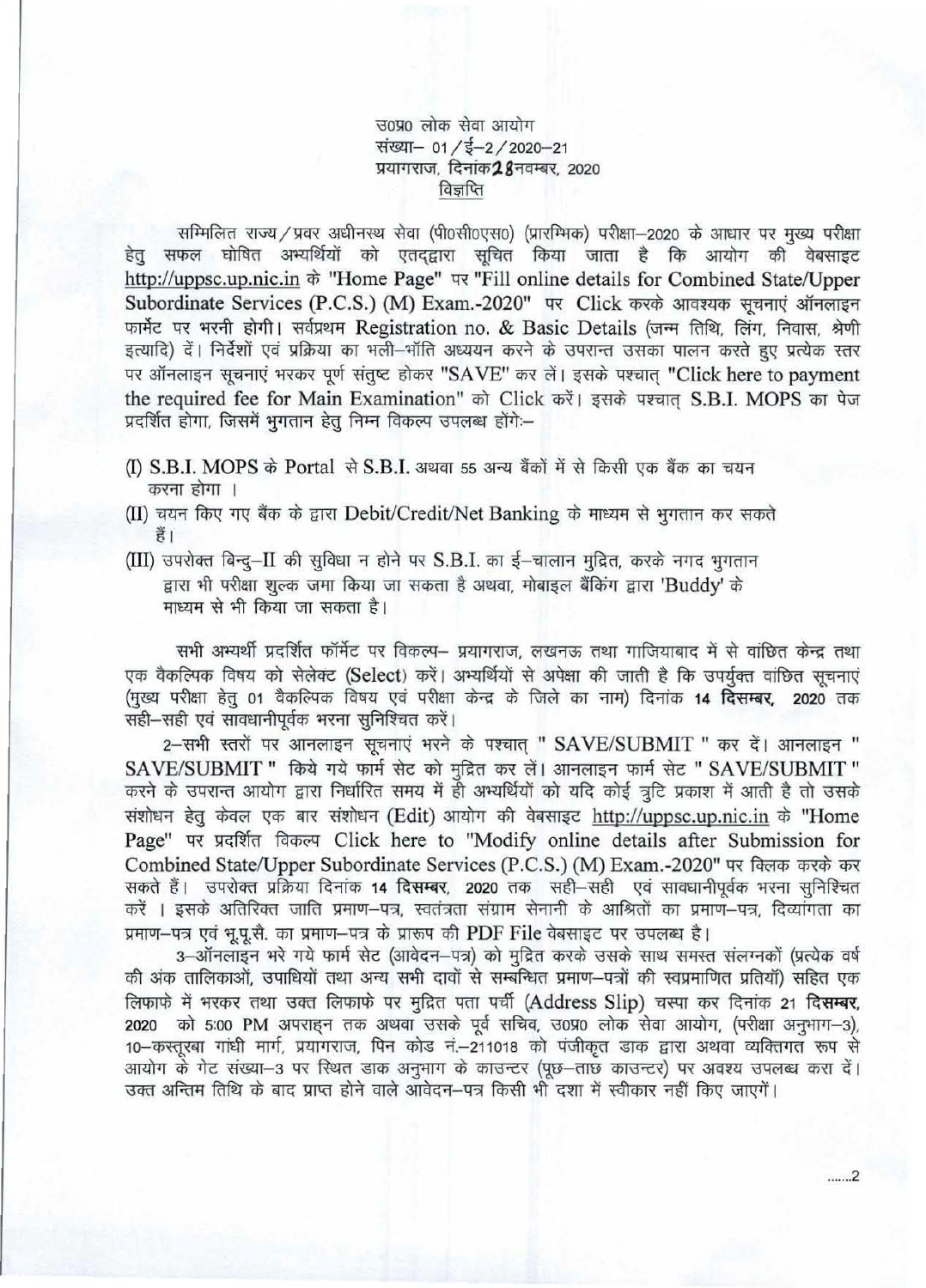उ0प्र0 लोक सेवा आयोग
संख्या– 01/ई–2/2020–21
प्रयागराज, दिनांक 28 नवम्बर, 2020

**विज्ञप्ति**

सम्मिलित राज्य/प्रवर अधीनस्थ सेवा (पी0सी0एस0) (प्रारम्भिक) परीक्षा–2020 के आधार पर मुख्य परीक्षा हेतु सफल घोषित अभ्यर्थियों को एतद्द्वारा सूचित किया जाता है कि आयोग की वेबसाइट http://uppsc.up.nic.in के "Home Page" पर "Fill online details for Combined State/Upper Subordinate Services (P.C.S.) (M) Exam.-2020" पर Click करके आवश्यक सूचनाएं ऑनलाइन फार्मेट पर भरनी होगी। सर्वप्रथम Registration no. & Basic Details (जन्म तिथि, लिंग, निवास, श्रेणी इत्यादि) दें। निर्देशों एवं प्रक्रिया का भली–भाँति अध्ययन करने के उपरान्त उसका पालन करते हुए प्रत्येक स्तर पर ऑनलाइन सूचनाएं भरकर पूर्ण संतुष्ट होकर "SAVE" कर लें। इसके पश्चात् "Click here to payment the required fee for Main Examination" को Click करें। इसके पश्चात् S.B.I. MOPS का पेज प्रदर्शित होगा, जिसमें भुगतान हेतु निम्न विकल्प उपलब्ध होंगे:–

(I) S.B.I. MOPS के Portal से S.B.I. अथवा 55 अन्य बैंकों में से किसी एक बैंक का चयन करना होगा ।

(II) चयन किए गए बैंक के द्वारा Debit/Credit/Net Banking के माध्यम से भुगतान कर सकते हैं।

(III) उपरोक्त बिन्दु–II की सुविधा न होने पर S.B.I. का ई–चालान मुद्रित, करके नगद भुगतान द्वारा भी परीक्षा शुल्क जमा किया जा सकता है अथवा, मोबाइल बैंकिंग द्वारा 'Buddy' के माध्यम से भी किया जा सकता है।

सभी अभ्यर्थी प्रदर्शित फॉर्मेट पर विकल्प– प्रयागराज, लखनऊ तथा गाजियाबाद में से वांछित केन्द्र तथा एक वैकल्पिक विषय को सेलेक्ट (Select) करें। अभ्यर्थियों से अपेक्षा की जाती है कि उपर्युक्त वांछित सूचनाएं (मुख्य परीक्षा हेतु 01 वैकल्पिक विषय एवं परीक्षा केन्द्र के जिले का नाम) दिनांक **14 दिसम्बर, 2020** तक सही–सही एवं सावधानीपूर्वक भरना सुनिश्चित करें।

2–सभी स्तरों पर आनलाइन सूचनाएं भरने के पश्चात् " SAVE/SUBMIT " कर दें। आनलाइन " SAVE/SUBMIT " किये गये फार्म सेट को मुद्रित कर लें। आनलाइन फार्म सेट " SAVE/SUBMIT " करने के उपरान्त आयोग द्वारा निर्धारित समय में ही अभ्यर्थियों को यदि कोई त्रुटि प्रकाश में आती है तो उसके संशोधन हेतु केवल एक बार संशोधन (Edit) आयोग की वेबसाइट http://uppsc.up.nic.in के "Home Page" पर प्रदर्शित विकल्प Click here to "Modify online details after Submission for Combined State/Upper Subordinate Services (P.C.S.) (M) Exam.-2020" पर क्लिक करके कर सकते हैं। उपरोक्त प्रक्रिया दिनांक **14 दिसम्बर, 2020** तक सही–सही एवं सावधानीपूर्वक भरना सुनिश्चित करें । इसके अतिरिक्त जाति प्रमाण–पत्र, स्वतंत्रता संग्राम सेनानी के आश्रितों का प्रमाण–पत्र, दिव्यांगता का प्रमाण–पत्र एवं भू.पू.सै. का प्रमाण–पत्र के प्रारूप की PDF File वेबसाइट पर उपलब्ध है।

3–ऑनलाइन भरे गये फार्म सेट (आवेदन–पत्र) को मुद्रित करके उसके साथ समस्त संलग्नकों (प्रत्येक वर्ष की अंक तालिकाओं, उपाधियों तथा अन्य सभी दावों से सम्बन्धित प्रमाण–पत्रों की स्वप्रमाणित प्रतियाँ) सहित एक लिफाफे में भरकर तथा उक्त लिफाफे पर मुद्रित पता पर्ची (Address Slip) चस्पा कर दिनांक **21 दिसम्बर, 2020** को 5:00 PM अपराह्न तक अथवा उसके पूर्व सचिव, उ0प्र0 लोक सेवा आयोग, (परीक्षा अनुभाग–3), 10–कस्तूरबा गांधी मार्ग, प्रयागराज, पिन कोड नं.–211018 को पंजीकृत डाक द्वारा अथवा व्यक्तिगत रूप से आयोग के गेट संख्या–3 पर स्थित डाक अनुभाग के काउन्टर (पूछ–ताछ काउन्टर) पर अवश्य उपलब्ध करा दें। उक्त अन्तिम तिथि के बाद प्राप्त होने वाले आवेदन–पत्र किसी भी दशा में स्वीकार नहीं किए जाएगें।

.......2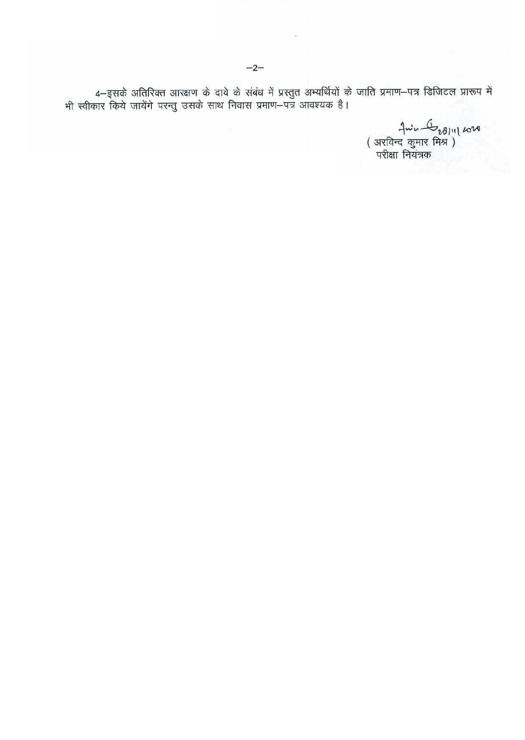4–इसके अतिरिक्त आरक्षण के दावे के संबंध में प्रस्तुत अभ्यर्थियों के जाति प्रमाण–पत्र डिजिटल प्रारूप में भी स्वीकार किये जायेंगे परन्तु उसके साथ निवास प्रमाण–पत्र आवश्यक है।

20/11/2020

( अरविन्द कुमार मिश्र )
परीक्षा नियंत्रक